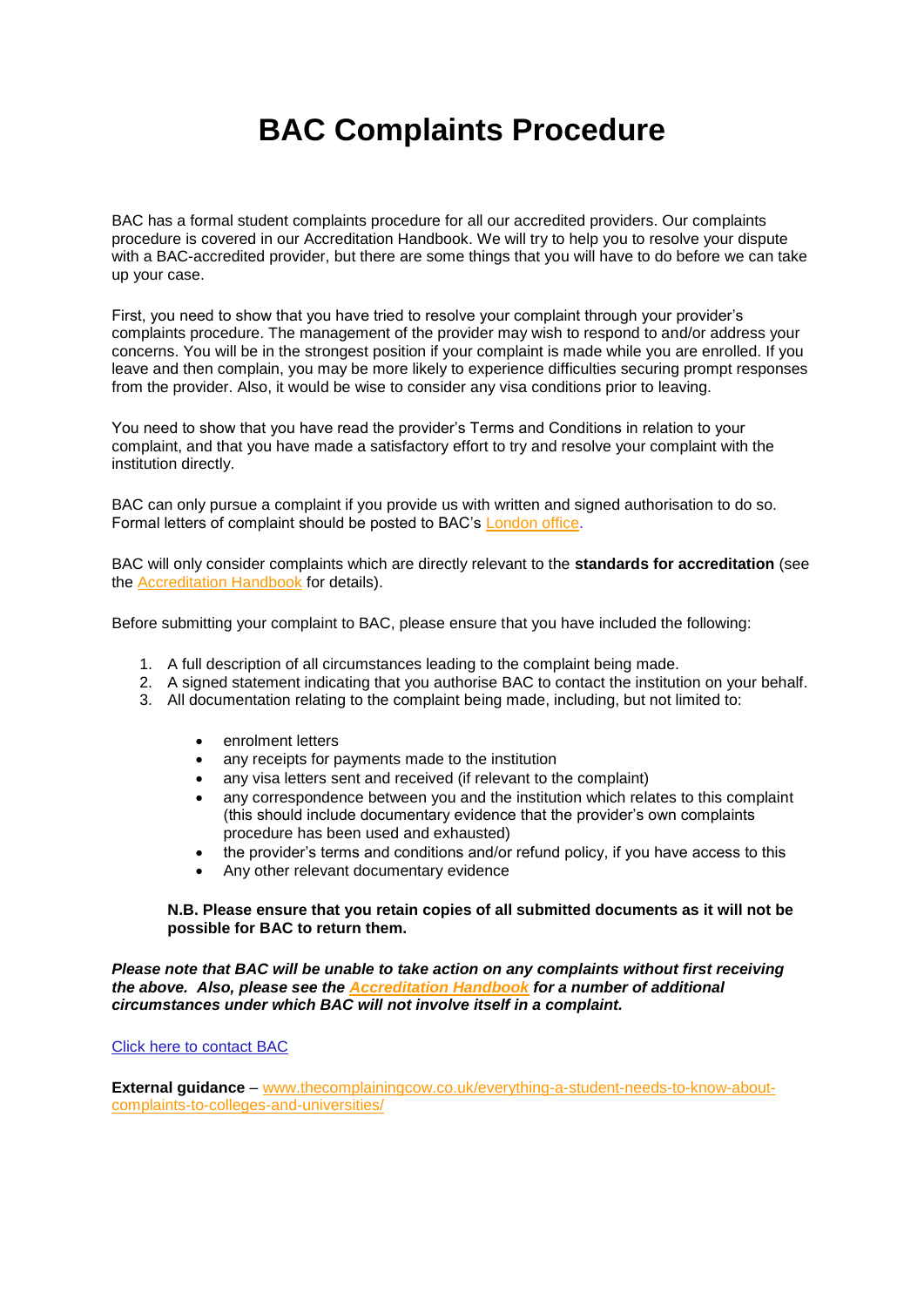# BAC Complaints Procedure

BAC has a formal student complaints procedure for all our accredited providers. Our complaints procedure is covered in our Accreditation Handbook. We will try to help you to resolve your dispute with a BAC-accredited provider, but there are some things that you will have to do before we can take up your case.

First, you need to show that you have tried to resolve your complaint through your provider's complaints procedure. The management of the provider may wish to respond to and/or address your concerns. You will be in the strongest position if your complaint is made while you are enrolled. If you leave and then complain, you may be more likely to experience difficulties securing prompt responses from the provider. Also, it would be wise to consider any visa conditions prior to leaving.

You need to show that you have read the provider's Terms and Conditions in relation to your complaint, and that you have made a satisfactory effort to try and resolve your complaint with the institution directly.

BAC can only pursue a complaint if you provide us with written and signed authorisation to do so. Formal letters of complaint should be posted to BAC's London office.

BAC will only consider complaints which are directly relevant to the **standards for accreditation** (see the Accreditation Handbook for details).

Before submitting your complaint to BAC, please ensure that you have included the following:

1. A full description of all circumstances leading to the complaint being made.
2. A signed statement indicating that you authorise BAC to contact the institution on your behalf.
3. All documentation relating to the complaint being made, including, but not limited to:
   - enrolment letters
   - any receipts for payments made to the institution
   - any visa letters sent and received (if relevant to the complaint)
   - any correspondence between you and the institution which relates to this complaint (this should include documentary evidence that the provider's own complaints procedure has been used and exhausted)
   - the provider's terms and conditions and/or refund policy, if you have access to this
   - Any other relevant documentary evidence

   **N.B. Please ensure that you retain copies of all submitted documents as it will not be possible for BAC to return them.**

***Please note that BAC will be unable to take action on any complaints without first receiving the above. Also, please see the Accreditation Handbook for a number of additional circumstances under which BAC will not involve itself in a complaint.***

Click here to contact BAC

**External guidance** – www.thecomplainingcow.co.uk/everything-a-student-needs-to-know-about-complaints-to-colleges-and-universities/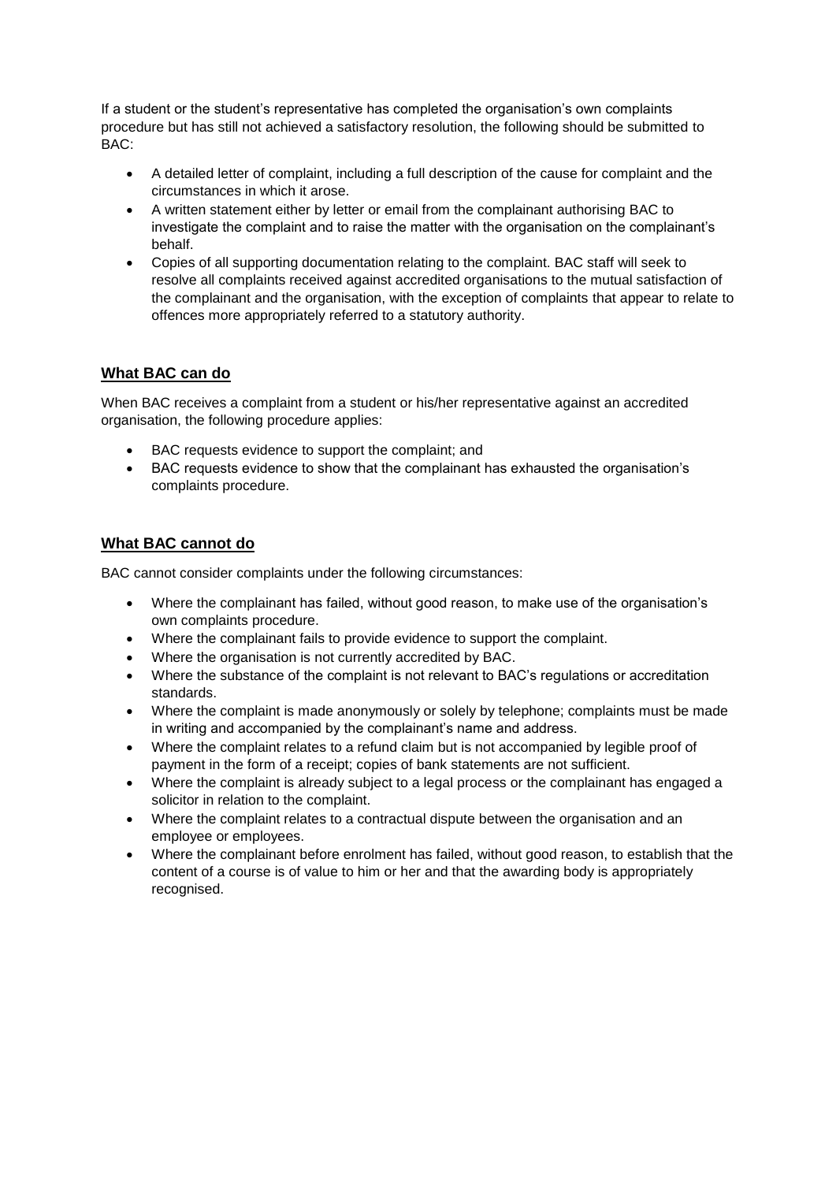If a student or the student's representative has completed the organisation's own complaints procedure but has still not achieved a satisfactory resolution, the following should be submitted to BAC:

- A detailed letter of complaint, including a full description of the cause for complaint and the circumstances in which it arose.
- A written statement either by letter or email from the complainant authorising BAC to investigate the complaint and to raise the matter with the organisation on the complainant's behalf.
- Copies of all supporting documentation relating to the complaint. BAC staff will seek to resolve all complaints received against accredited organisations to the mutual satisfaction of the complainant and the organisation, with the exception of complaints that appear to relate to offences more appropriately referred to a statutory authority.

## What BAC can do

When BAC receives a complaint from a student or his/her representative against an accredited organisation, the following procedure applies:

- BAC requests evidence to support the complaint; and
- BAC requests evidence to show that the complainant has exhausted the organisation's complaints procedure.

## What BAC cannot do

BAC cannot consider complaints under the following circumstances:

- Where the complainant has failed, without good reason, to make use of the organisation's own complaints procedure.
- Where the complainant fails to provide evidence to support the complaint.
- Where the organisation is not currently accredited by BAC.
- Where the substance of the complaint is not relevant to BAC's regulations or accreditation standards.
- Where the complaint is made anonymously or solely by telephone; complaints must be made in writing and accompanied by the complainant's name and address.
- Where the complaint relates to a refund claim but is not accompanied by legible proof of payment in the form of a receipt; copies of bank statements are not sufficient.
- Where the complaint is already subject to a legal process or the complainant has engaged a solicitor in relation to the complaint.
- Where the complaint relates to a contractual dispute between the organisation and an employee or employees.
- Where the complainant before enrolment has failed, without good reason, to establish that the content of a course is of value to him or her and that the awarding body is appropriately recognised.